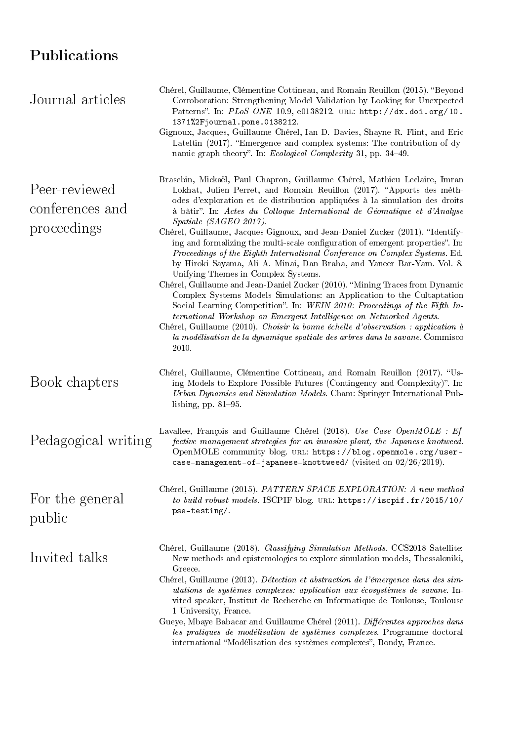# Publications

## Journal articles

Chérel, Guillaume, Clémentine Cottineau, and Romain Reuillon (2015). "Beyond Corroboration: Strengthening Model Validation by Looking for Unexpected Patterns". In: *PLoS ONE* 10.9, e0138212. URL: http://dx.doi.org/10.1371%2Fjournal.pone.0138212.

Gignoux, Jacques, Guillaume Chérel, Ian D. Davies, Shayne R. Flint, and Eric Lateltin (2017). "Emergence and complex systems: The contribution of dynamic graph theory". In: *Ecological Complexity* 31, pp. 34–49.

## Peer-reviewed conferences and proceedings

Brasebin, Mickaël, Paul Chapron, Guillaume Chérel, Mathieu Leclaire, Imran Lokhat, Julien Perret, and Romain Reuillon (2017). "Apports des méthodes d'exploration et de distribution appliquées à la simulation des droits à bâtir". In: *Actes du Colloque International de Géomatique et d'Analyse Spatiale (SAGEO 2017)*.

Chérel, Guillaume, Jacques Gignoux, and Jean-Daniel Zucker (2011). "Identifying and formalizing the multi-scale configuration of emergent properties". In: *Proceedings of the Eighth International Conference on Complex Systems*. Ed. by Hiroki Sayama, Ali A. Minai, Dan Braha, and Yaneer Bar-Yam. Vol. 8. Unifying Themes in Complex Systems.

Chérel, Guillaume and Jean-Daniel Zucker (2010). "Mining Traces from Dynamic Complex Systems Models Simulations: an Application to the Cultaptation Social Learning Competition". In: *WEIN 2010: Proceedings of the Fifth International Workshop on Emergent Intelligence on Networked Agents*.

Chérel, Guillaume (2010). *Choisir la bonne échelle d'observation : application à la modélisation de la dynamique spatiale des arbres dans la savane*. Commisco 2010.

## Book chapters

Chérel, Guillaume, Clémentine Cottineau, and Romain Reuillon (2017). "Using Models to Explore Possible Futures (Contingency and Complexity)". In: *Urban Dynamics and Simulation Models*. Cham: Springer International Publishing, pp. 81–95.

## Pedagogical writing

Lavallee, François and Guillaume Chérel (2018). *Use Case OpenMOLE : Effective management strategies for an invasive plant, the Japanese knotweed*. OpenMOLE community blog. URL: https://blog.openmole.org/user-case-management-of-japanese-knottweed/ (visited on 02/26/2019).

## For the general public

Chérel, Guillaume (2015). *PATTERN SPACE EXPLORATION: A new method to build robust models*. ISCPIF blog. URL: https://iscpif.fr/2015/10/pse-testing/.

## Invited talks

Chérel, Guillaume (2018). *Classifying Simulation Methods*. CCS2018 Satellite: New methods and epistemologies to explore simulation models, Thessaloniki, Greece.

Chérel, Guillaume (2013). *Détection et abstraction de l'émergence dans des simulations de systèmes complexes: application aux écosystèmes de savane*. Invited speaker, Institut de Recherche en Informatique de Toulouse, Toulouse 1 University, France.

Gueye, Mbaye Babacar and Guillaume Chérel (2011). *Différentes approches dans les pratiques de modélisation de systèmes complexes*. Programme doctoral international "Modélisation des systèmes complexes", Bondy, France.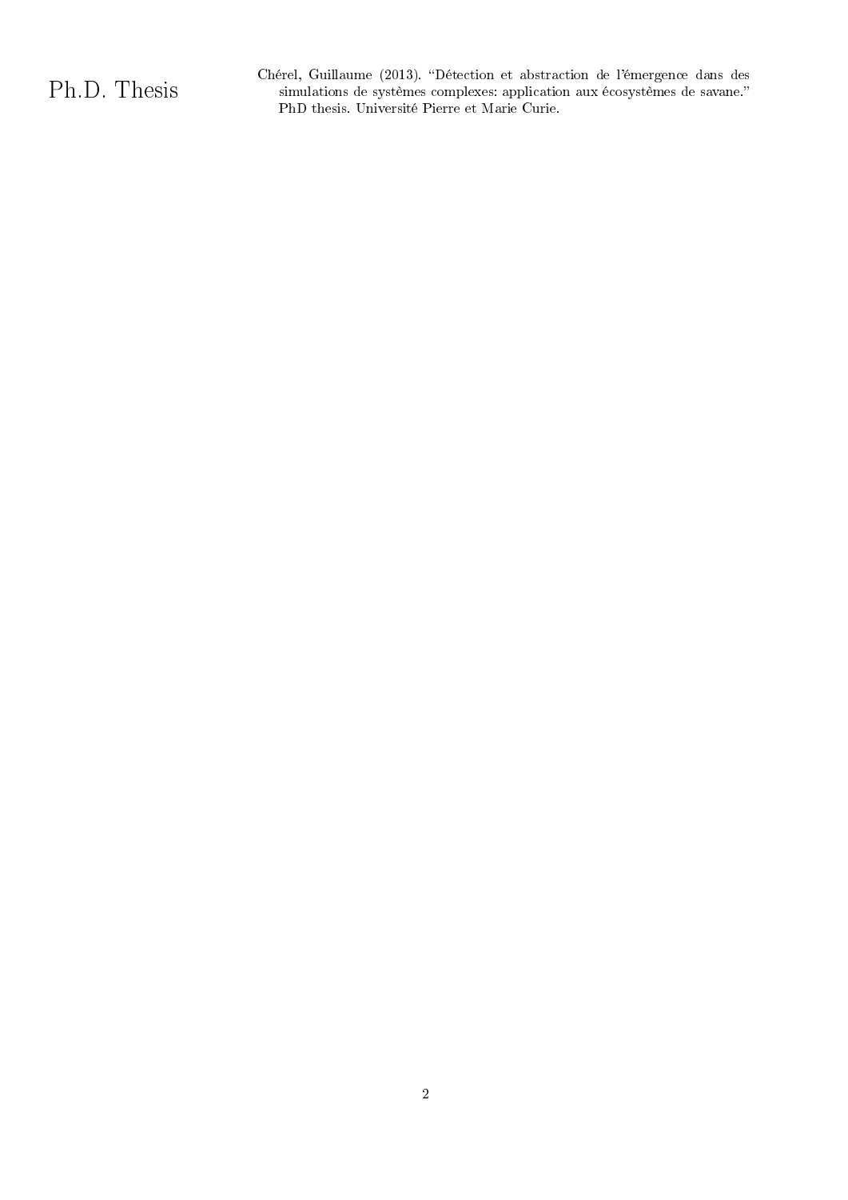# Ph.D. Thesis

Chérel, Guillaume (2013). "Détection et abstraction de l'émergence dans des simulations de systèmes complexes: application aux écosystèmes de savane." PhD thesis. Université Pierre et Marie Curie.